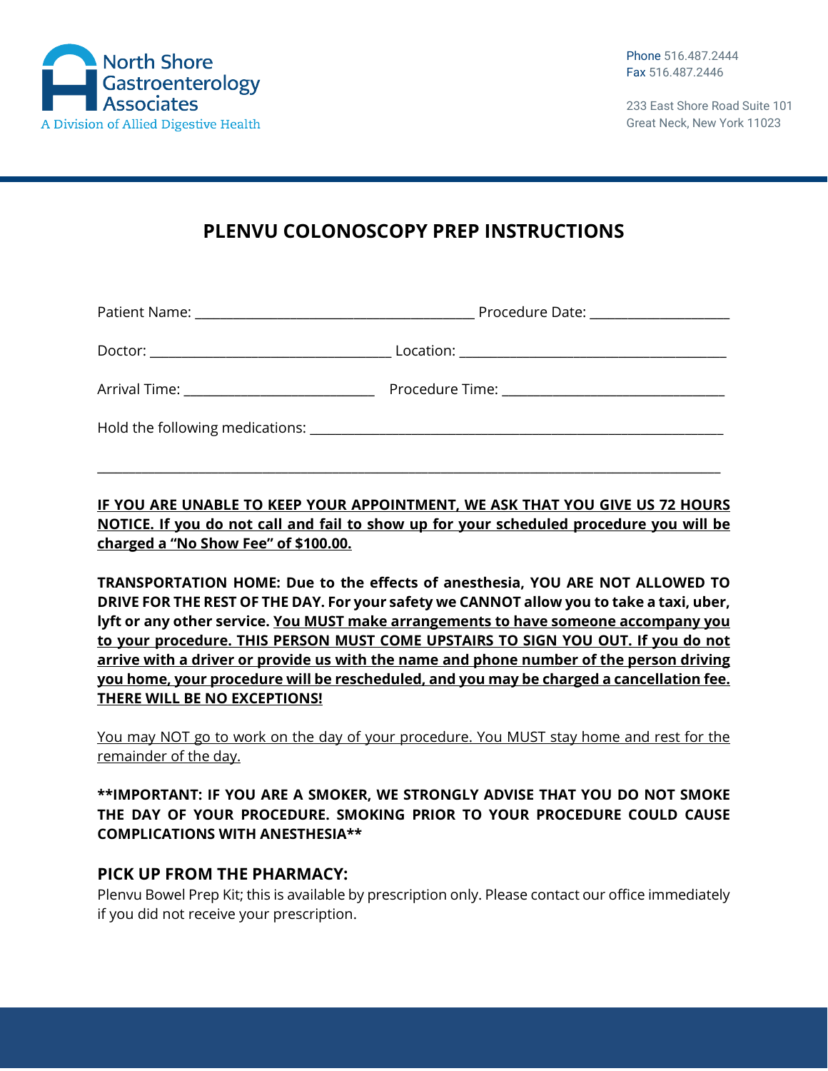North Shore Gastroenterology Associates
A Division of Allied Digestive Health

Phone 516.487.2444
Fax 516.487.2446

233 East Shore Road Suite 101
Great Neck, New York 11023

# PLENVU COLONOSCOPY PREP INSTRUCTIONS

Patient Name: ______________________________ Procedure Date: ________________

Doctor: ____________________________ Location: ______________________________

Arrival Time: _____________________ Procedure Time: __________________________

Hold the following medications: ________________________________________________

_______________________________________________________________________________

**<u>IF YOU ARE UNABLE TO KEEP YOUR APPOINTMENT, WE ASK THAT YOU GIVE US 72 HOURS NOTICE. If you do not call and fail to show up for your scheduled procedure you will be charged a "No Show Fee" of $100.00.</u>**

**TRANSPORTATION HOME: Due to the effects of anesthesia, YOU ARE NOT ALLOWED TO DRIVE FOR THE REST OF THE DAY. For your safety we CANNOT allow you to take a taxi, uber, lyft or any other service. <u>You MUST make arrangements to have someone accompany you to your procedure. THIS PERSON MUST COME UPSTAIRS TO SIGN YOU OUT. If you do not arrive with a driver or provide us with the name and phone number of the person driving you home, your procedure will be rescheduled, and you may be charged a cancellation fee. THERE WILL BE NO EXCEPTIONS!</u>**

<u>You may NOT go to work on the day of your procedure. You MUST stay home and rest for the remainder of the day.</u>

**\*\*IMPORTANT: IF YOU ARE A SMOKER, WE STRONGLY ADVISE THAT YOU DO NOT SMOKE THE DAY OF YOUR PROCEDURE. SMOKING PRIOR TO YOUR PROCEDURE COULD CAUSE COMPLICATIONS WITH ANESTHESIA\*\***

## PICK UP FROM THE PHARMACY:

Plenvu Bowel Prep Kit; this is available by prescription only. Please contact our office immediately if you did not receive your prescription.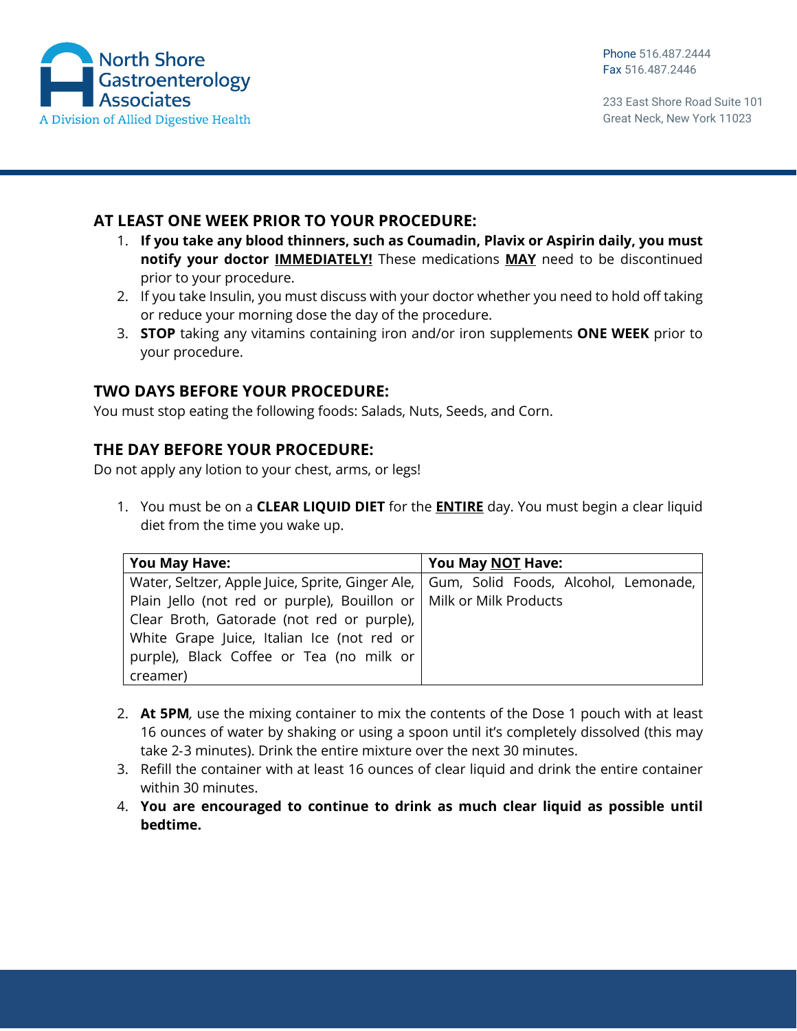## AT LEAST ONE WEEK PRIOR TO YOUR PROCEDURE:

1. **If you take any blood thinners, such as Coumadin, Plavix or Aspirin daily, you must notify your doctor <u>IMMEDIATELY!</u>** These medications **<u>MAY</u>** need to be discontinued prior to your procedure.
2. If you take Insulin, you must discuss with your doctor whether you need to hold off taking or reduce your morning dose the day of the procedure.
3. **STOP** taking any vitamins containing iron and/or iron supplements **ONE WEEK** prior to your procedure.

## TWO DAYS BEFORE YOUR PROCEDURE:

You must stop eating the following foods: Salads, Nuts, Seeds, and Corn.

## THE DAY BEFORE YOUR PROCEDURE:

Do not apply any lotion to your chest, arms, or legs!

1. You must be on a **CLEAR LIQUID DIET** for the **<u>ENTIRE</u>** day. You must begin a clear liquid diet from the time you wake up.

| You May Have: | You May <u>NOT</u> Have: |
|---|---|
| Water, Seltzer, Apple Juice, Sprite, Ginger Ale, Plain Jello (not red or purple), Bouillon or Clear Broth, Gatorade (not red or purple), White Grape Juice, Italian Ice (not red or purple), Black Coffee or Tea (no milk or creamer) | Gum, Solid Foods, Alcohol, Lemonade, Milk or Milk Products |

2. **At 5PM**, use the mixing container to mix the contents of the Dose 1 pouch with at least 16 ounces of water by shaking or using a spoon until it's completely dissolved (this may take 2-3 minutes). Drink the entire mixture over the next 30 minutes.
3. Refill the container with at least 16 ounces of clear liquid and drink the entire container within 30 minutes.
4. **You are encouraged to continue to drink as much clear liquid as possible until bedtime.**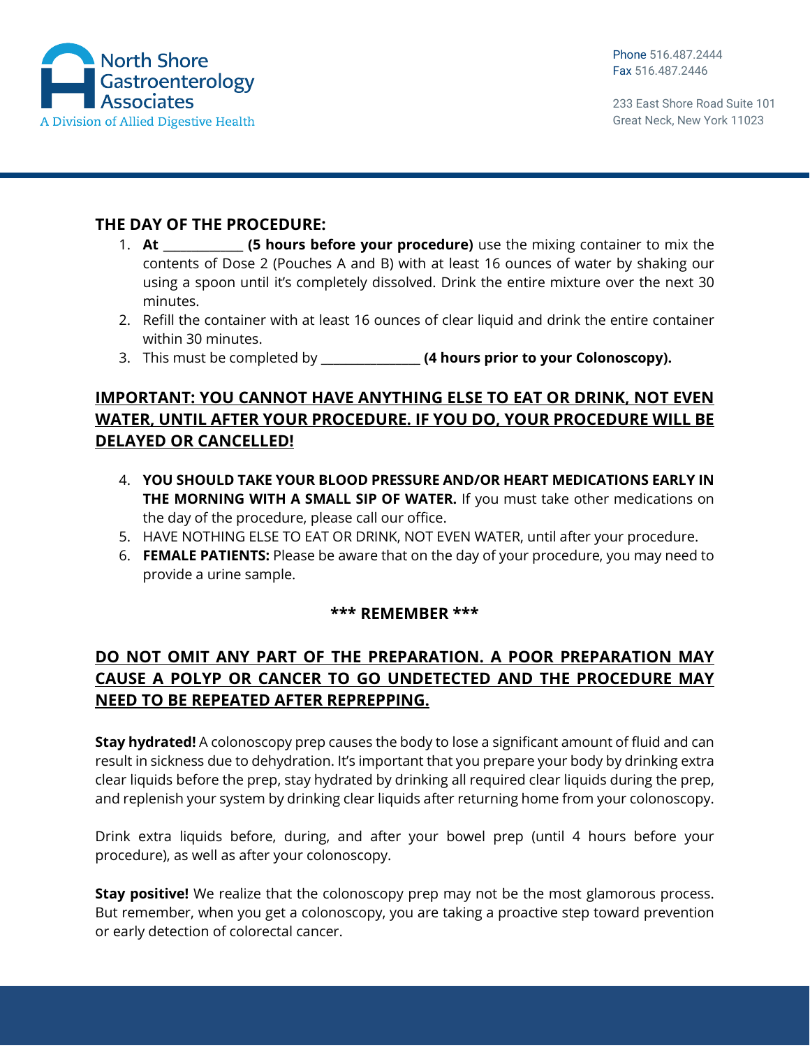## THE DAY OF THE PROCEDURE:

1. **At ____________ (5 hours before your procedure)** use the mixing container to mix the contents of Dose 2 (Pouches A and B) with at least 16 ounces of water by shaking our using a spoon until it's completely dissolved. Drink the entire mixture over the next 30 minutes.
2. Refill the container with at least 16 ounces of clear liquid and drink the entire container within 30 minutes.
3. This must be completed by _______________ **(4 hours prior to your Colonoscopy).**

**<u>IMPORTANT: YOU CANNOT HAVE ANYTHING ELSE TO EAT OR DRINK, NOT EVEN WATER, UNTIL AFTER YOUR PROCEDURE. IF YOU DO, YOUR PROCEDURE WILL BE DELAYED OR CANCELLED!</u>**

4. **YOU SHOULD TAKE YOUR BLOOD PRESSURE AND/OR HEART MEDICATIONS EARLY IN THE MORNING WITH A SMALL SIP OF WATER.** If you must take other medications on the day of the procedure, please call our office.
5. HAVE NOTHING ELSE TO EAT OR DRINK, NOT EVEN WATER, until after your procedure.
6. **FEMALE PATIENTS:** Please be aware that on the day of your procedure, you may need to provide a urine sample.

**\*\*\* REMEMBER \*\*\***

**<u>DO NOT OMIT ANY PART OF THE PREPARATION. A POOR PREPARATION MAY CAUSE A POLYP OR CANCER TO GO UNDETECTED AND THE PROCEDURE MAY NEED TO BE REPEATED AFTER REPREPPING.</u>**

**Stay hydrated!** A colonoscopy prep causes the body to lose a significant amount of fluid and can result in sickness due to dehydration. It's important that you prepare your body by drinking extra clear liquids before the prep, stay hydrated by drinking all required clear liquids during the prep, and replenish your system by drinking clear liquids after returning home from your colonoscopy.

Drink extra liquids before, during, and after your bowel prep (until 4 hours before your procedure), as well as after your colonoscopy.

**Stay positive!** We realize that the colonoscopy prep may not be the most glamorous process. But remember, when you get a colonoscopy, you are taking a proactive step toward prevention or early detection of colorectal cancer.